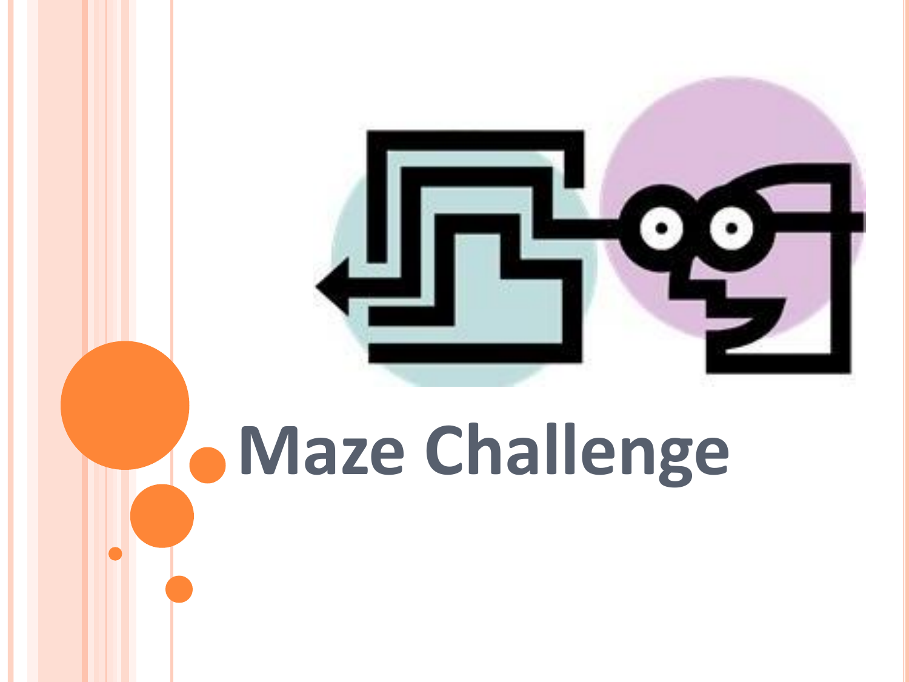# Maze Challenge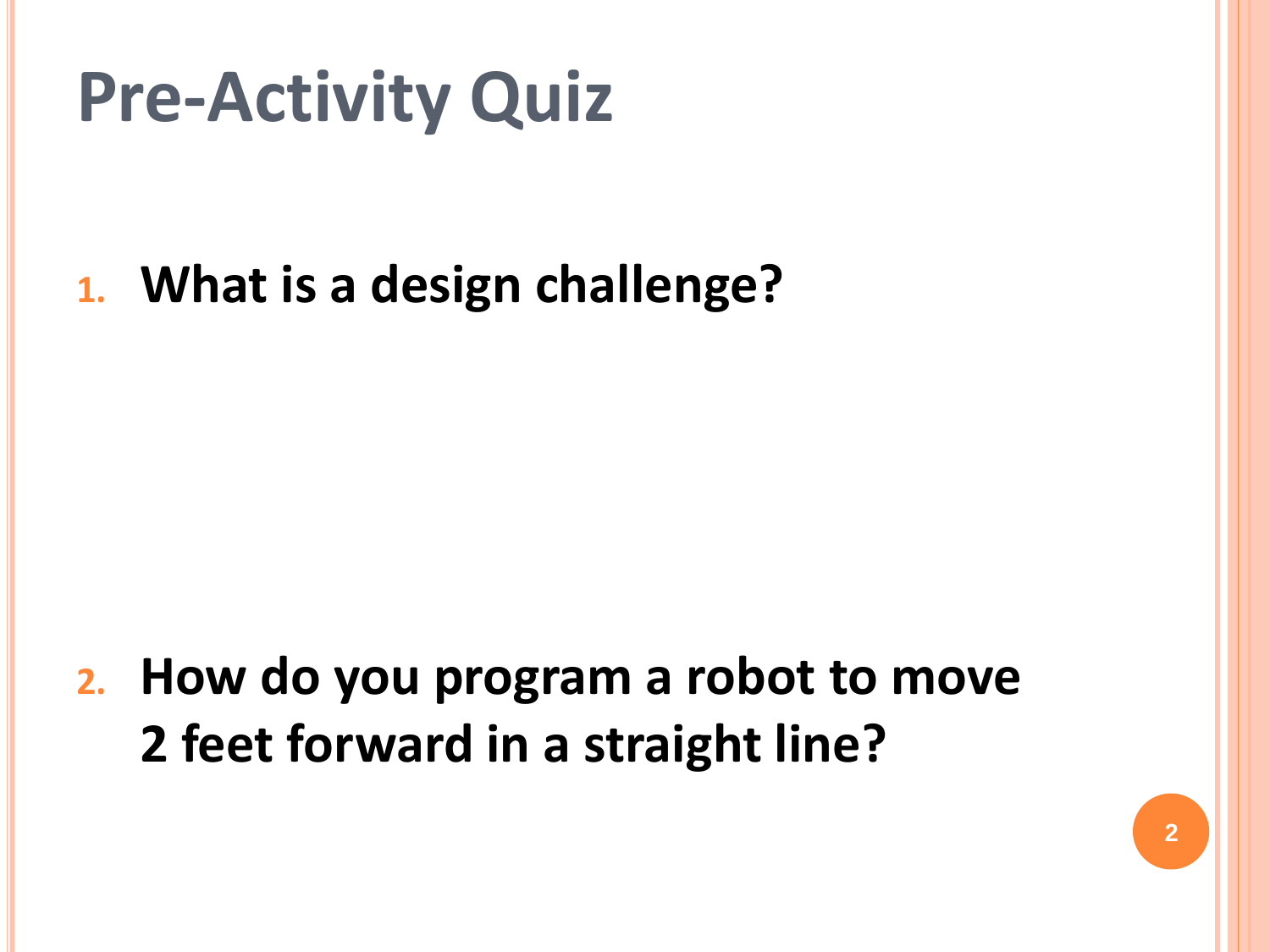# Pre-Activity Quiz

1. **What is a design challenge?**

2. **How do you program a robot to move 2 feet forward in a straight line?**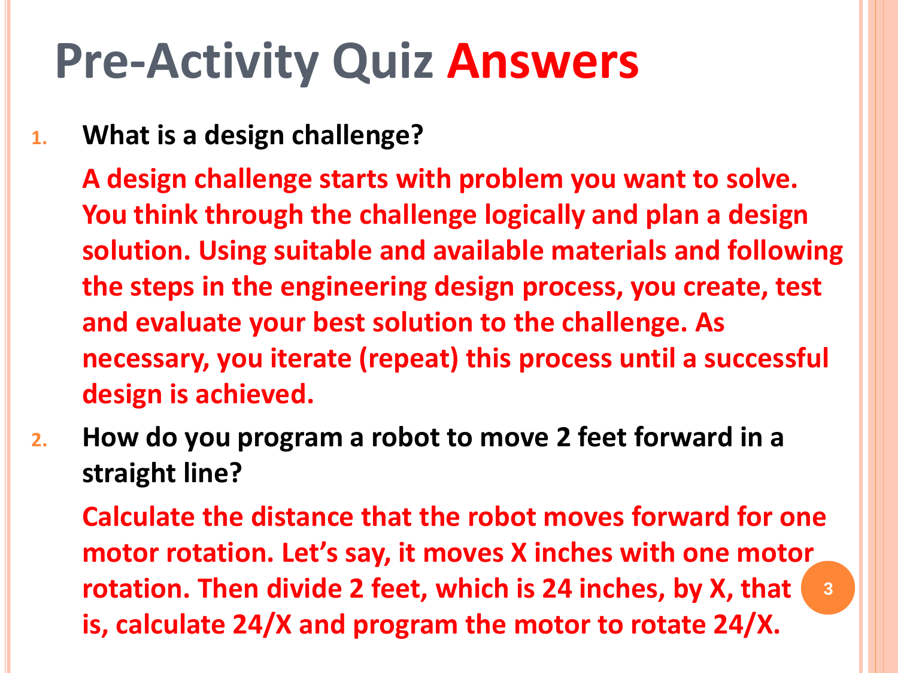# Pre-Activity Quiz **Answers**

1. **What is a design challenge?**

   **A design challenge starts with problem you want to solve. You think through the challenge logically and plan a design solution. Using suitable and available materials and following the steps in the engineering design process, you create, test and evaluate your best solution to the challenge. As necessary, you iterate (repeat) this process until a successful design is achieved.**

2. **How do you program a robot to move 2 feet forward in a straight line?**

   **Calculate the distance that the robot moves forward for one motor rotation. Let's say, it moves X inches with one motor rotation. Then divide 2 feet, which is 24 inches, by X, that is, calculate 24/X and program the motor to rotate 24/X.**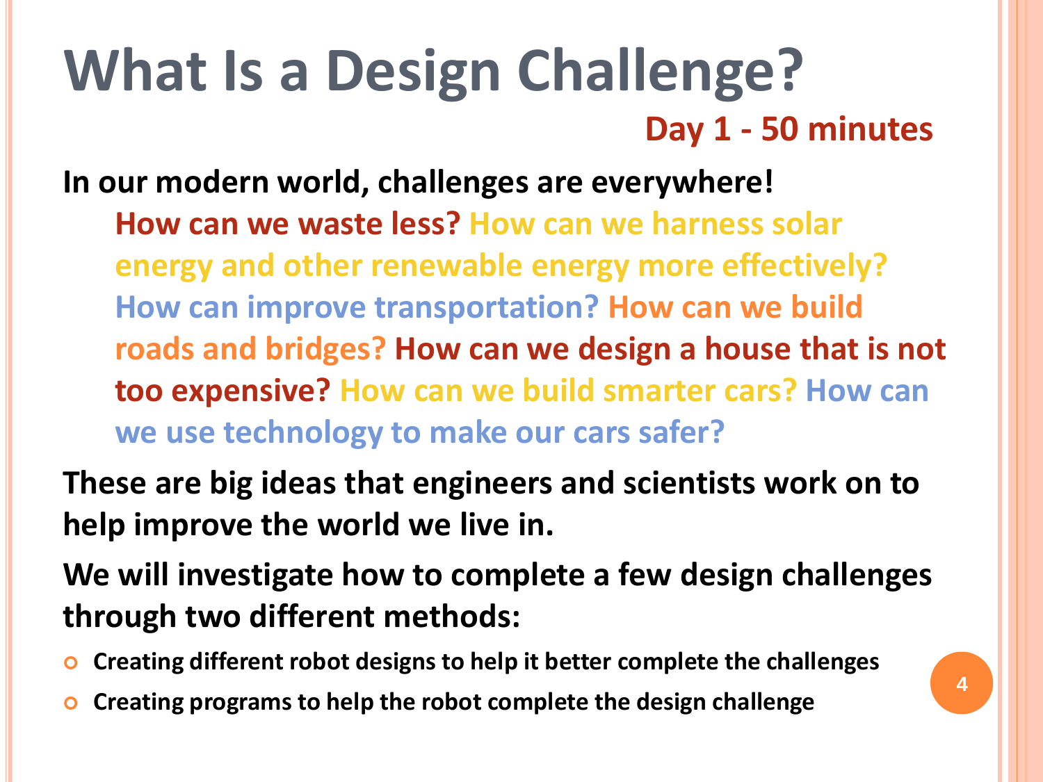# What Is a Design Challenge?

**Day 1 - 50 minutes**

**In our modern world, challenges are everywhere!**

**How can we waste less? How can we harness solar energy and other renewable energy more effectively? How can improve transportation? How can we build roads and bridges? How can we design a house that is not too expensive? How can we build smarter cars? How can we use technology to make our cars safer?**

**These are big ideas that engineers and scientists work on to help improve the world we live in.**

**We will investigate how to complete a few design challenges through two different methods:**

- **Creating different robot designs to help it better complete the challenges**
- **Creating programs to help the robot complete the design challenge**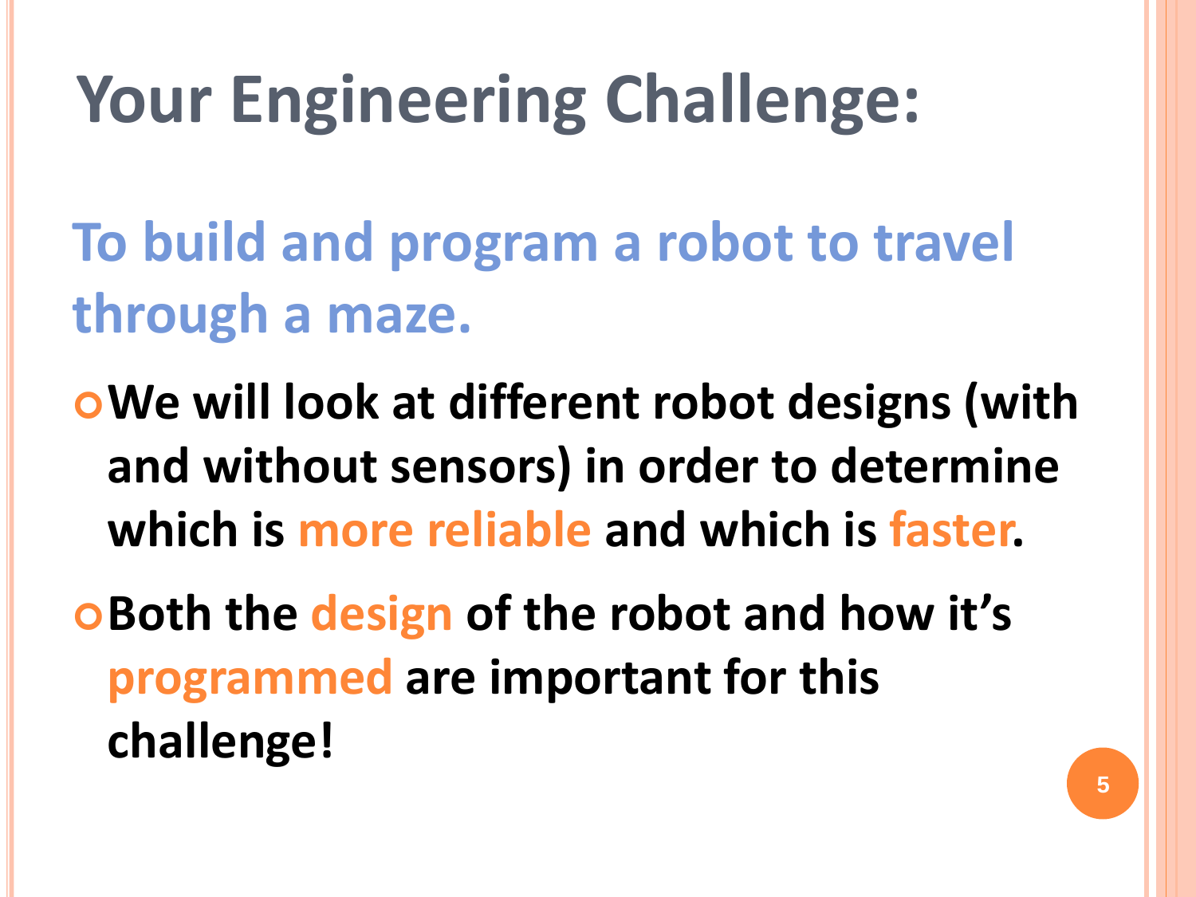# Your Engineering Challenge:

## To build and program a robot to travel through a maze.

- **We will look at different robot designs (with and without sensors) in order to determine which is more reliable and which is faster.**
- **Both the design of the robot and how it's programmed are important for this challenge!**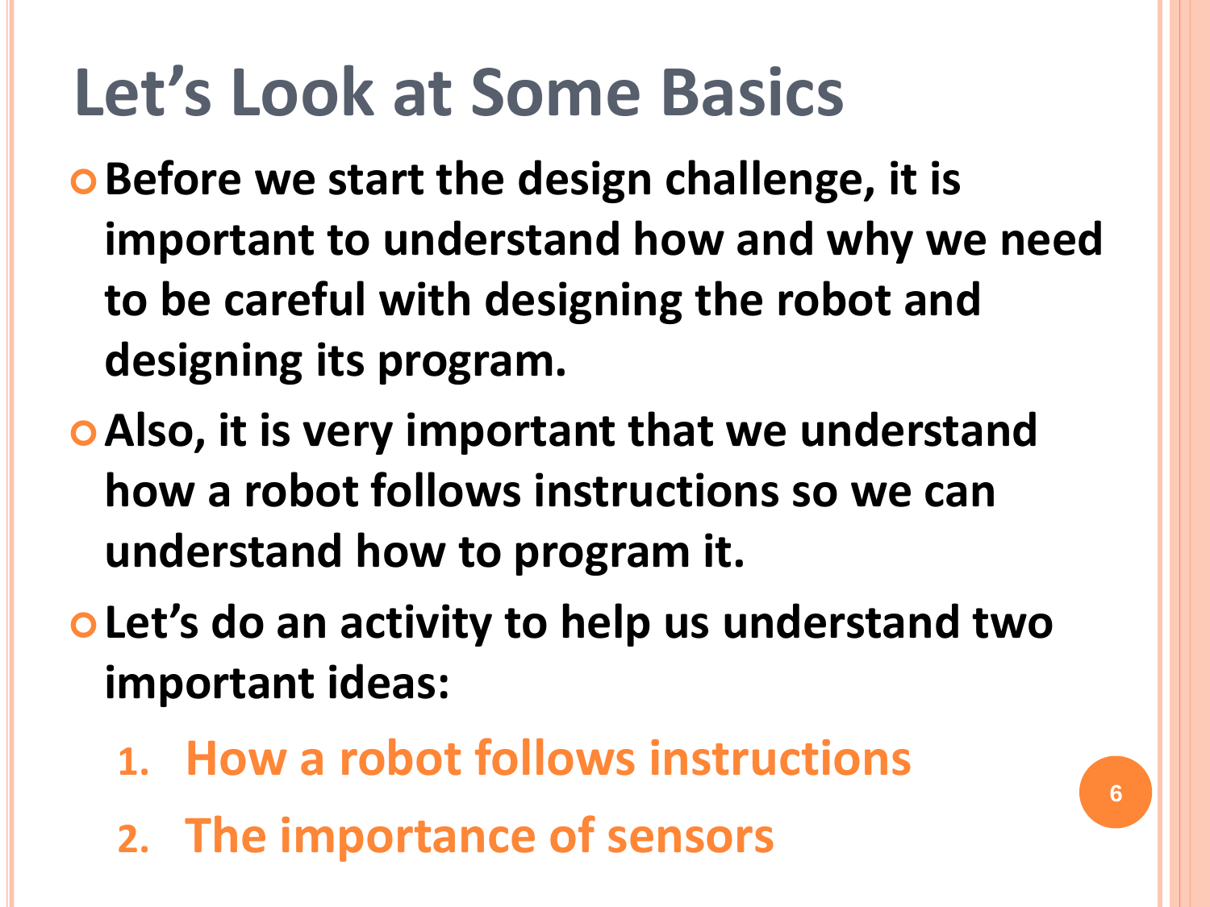# Let's Look at Some Basics

- **Before we start the design challenge, it is important to understand how and why we need to be careful with designing the robot and designing its program.**
- **Also, it is very important that we understand how a robot follows instructions so we can understand how to program it.**
- **Let's do an activity to help us understand two important ideas:**
  1. **How a robot follows instructions**
  2. **The importance of sensors**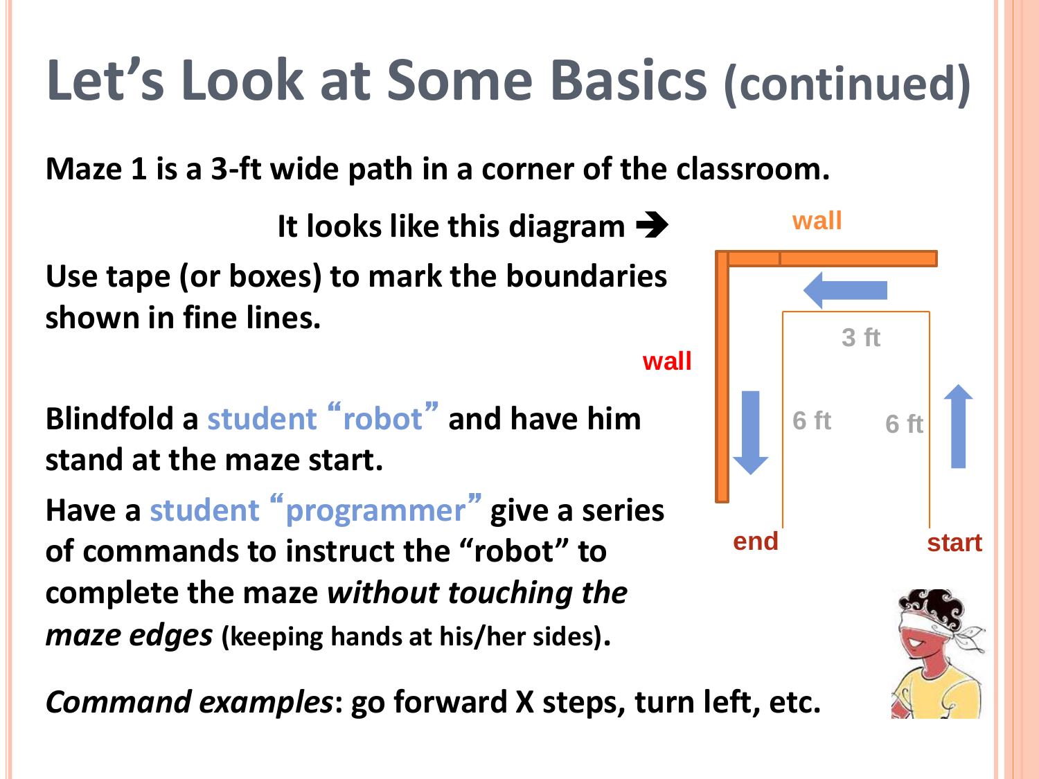# Let's Look at Some Basics (continued)

**Maze 1 is a 3-ft wide path in a corner of the classroom.**

**It looks like this diagram ➔**

**Use tape (or boxes) to mark the boundaries shown in fine lines.**

wall

wall

3 ft

6 ft

6 ft

end

start

**Blindfold a student "robot" and have him stand at the maze start.**

**Have a student "programmer" give a series of commands to instruct the "robot" to complete the maze *without touching the maze edges* (keeping hands at his/her sides).**

***Command examples*: go forward X steps, turn left, etc.**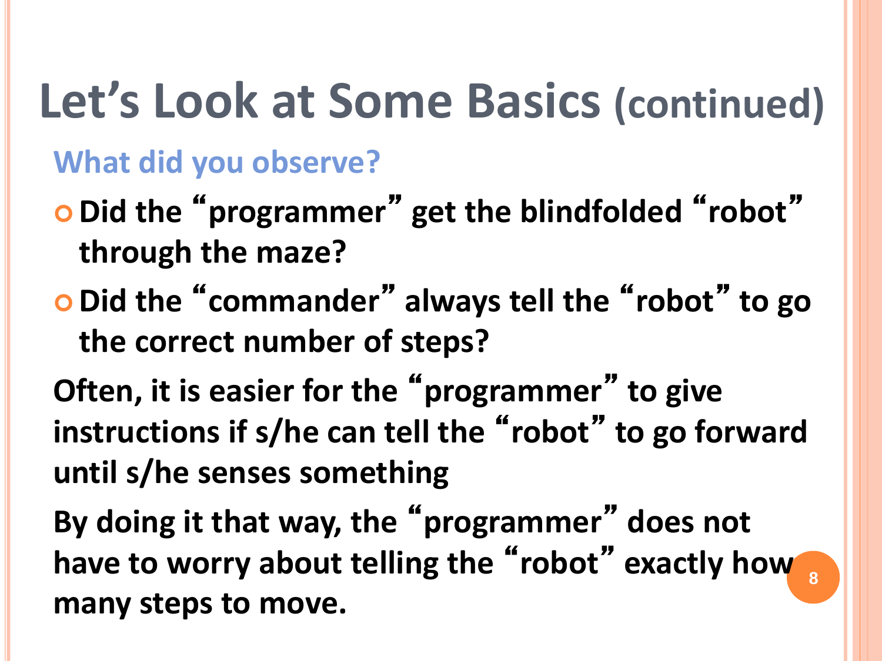# Let's Look at Some Basics (continued)

## What did you observe?

- **Did the "programmer" get the blindfolded "robot" through the maze?**
- **Did the "commander" always tell the "robot" to go the correct number of steps?**

**Often, it is easier for the "programmer" to give instructions if s/he can tell the "robot" to go forward until s/he senses something**

**By doing it that way, the "programmer" does not have to worry about telling the "robot" exactly how many steps to move.**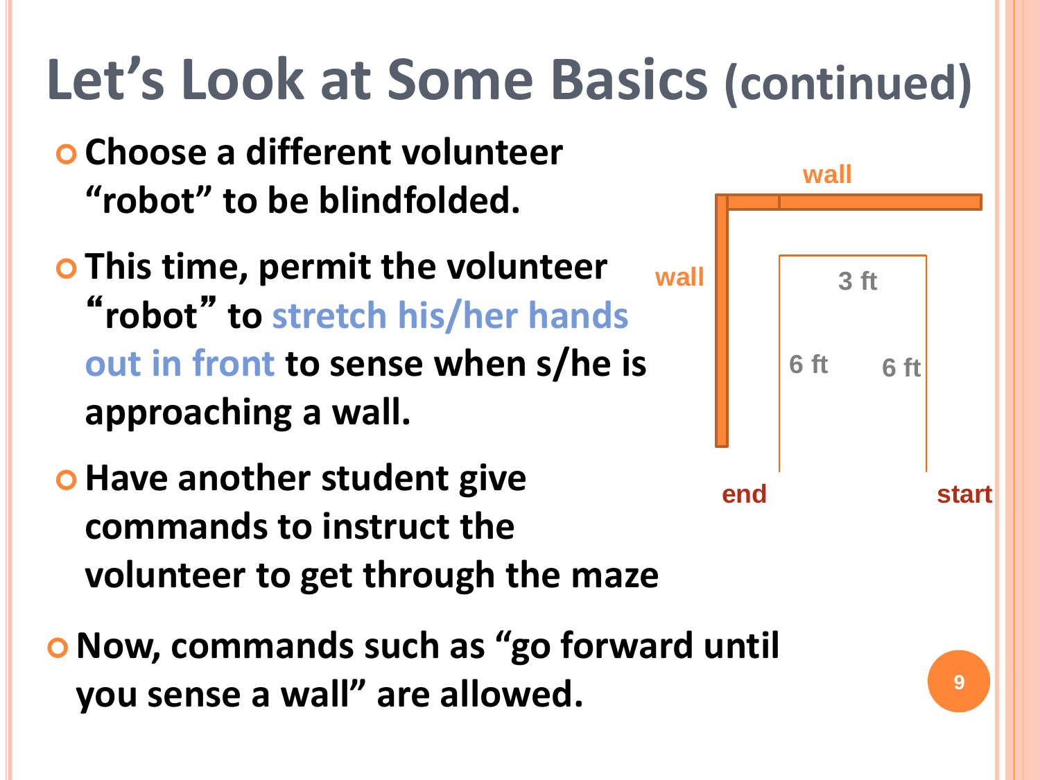# Let's Look at Some Basics (continued)

- **Choose a different volunteer "robot" to be blindfolded.**
- **This time, permit the volunteer "robot" to stretch his/her hands out in front to sense when s/he is approaching a wall.**
- **Have another student give commands to instruct the volunteer to get through the maze**
- **Now, commands such as "go forward until you sense a wall" are allowed.**

wall

wall

3 ft

6 ft

6 ft

end

start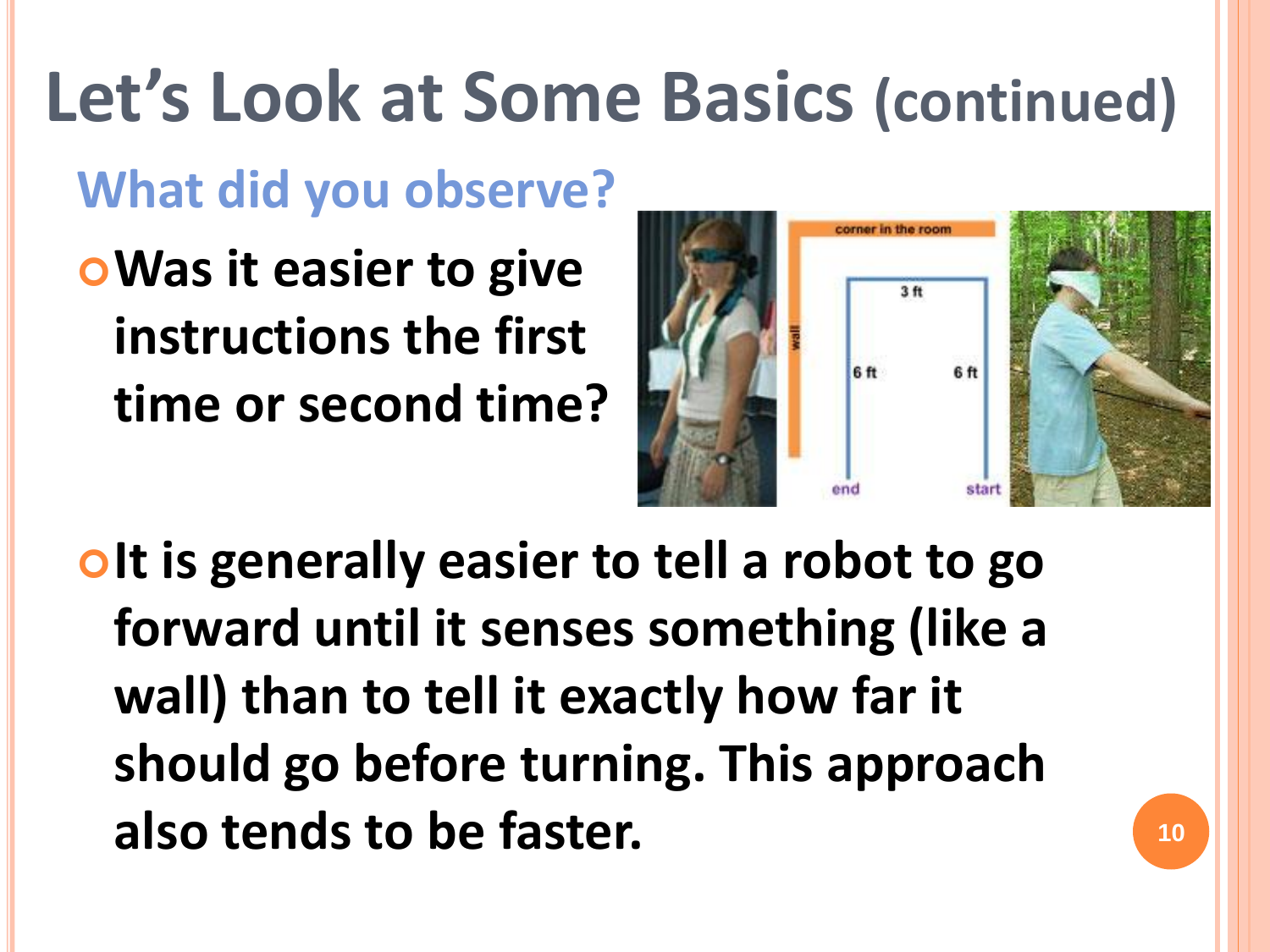# Let's Look at Some Basics (continued)

## What did you observe?

- **Was it easier to give instructions the first time or second time?**

- **It is generally easier to tell a robot to go forward until it senses something (like a wall) than to tell it exactly how far it should go before turning. This approach also tends to be faster.**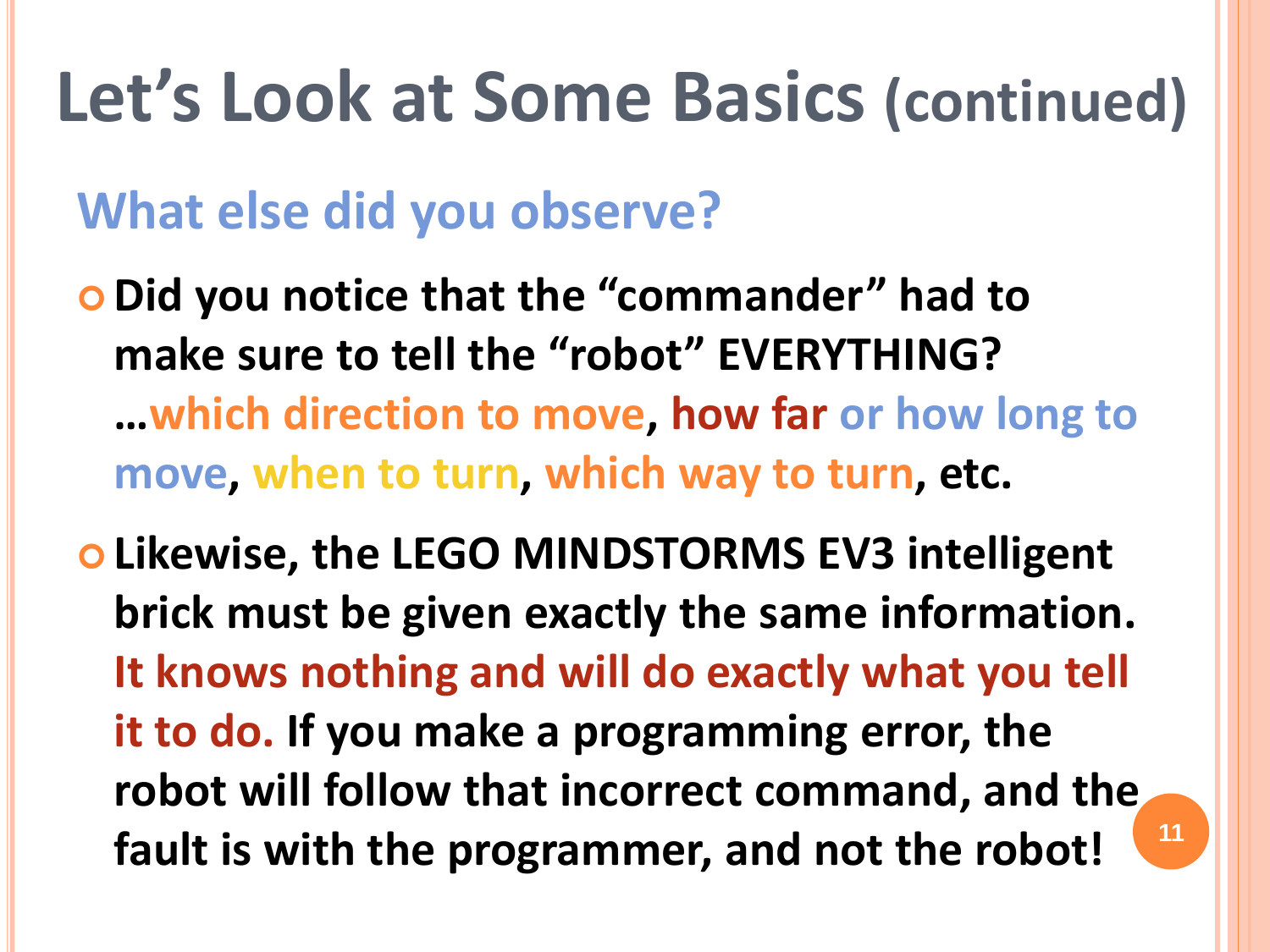# Let's Look at Some Basics (continued)

## What else did you observe?

- **Did you notice that the "commander" had to make sure to tell the "robot" EVERYTHING? …which direction to move, how far or how long to move, when to turn, which way to turn, etc.**
- **Likewise, the LEGO MINDSTORMS EV3 intelligent brick must be given exactly the same information. It knows nothing and will do exactly what you tell it to do. If you make a programming error, the robot will follow that incorrect command, and the fault is with the programmer, and not the robot!**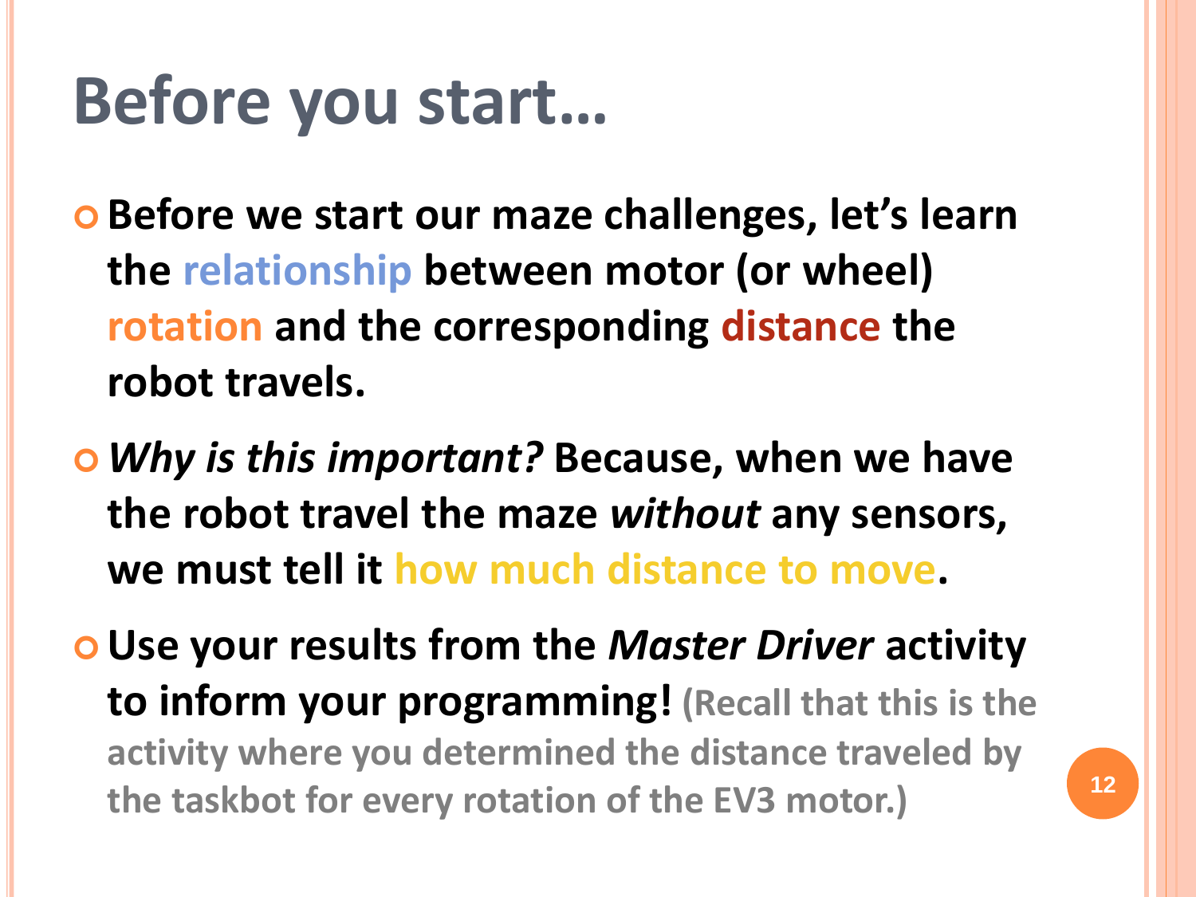# Before you start…

- **Before we start our maze challenges, let's learn the relationship between motor (or wheel) rotation and the corresponding distance the robot travels.**
- ***Why is this important?*** **Because, when we have the robot travel the maze *without* any sensors, we must tell it how much distance to move.**
- **Use your results from the *Master Driver* activity to inform your programming!** **(Recall that this is the activity where you determined the distance traveled by the taskbot for every rotation of the EV3 motor.)**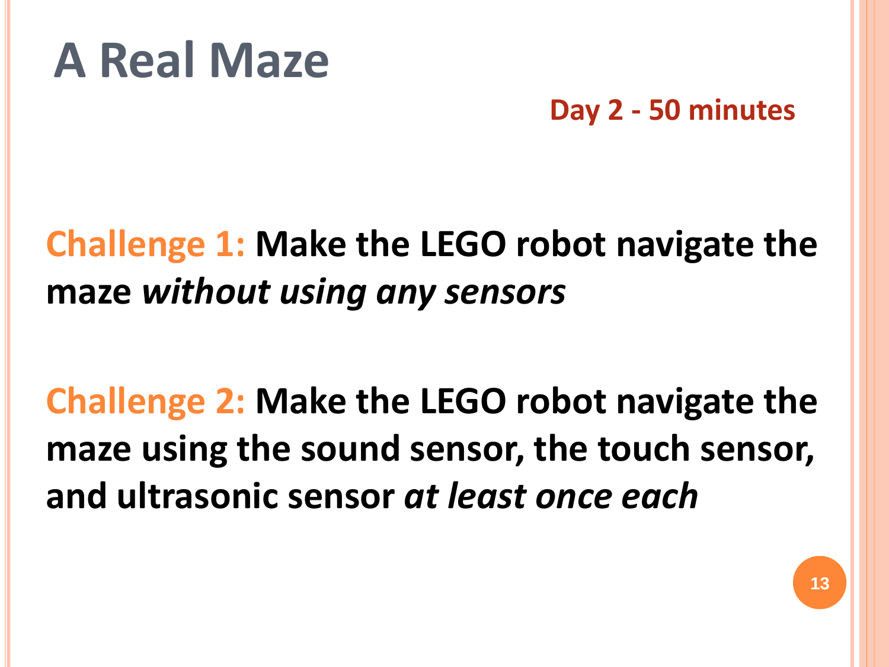# A Real Maze

**Day 2 - 50 minutes**

**Challenge 1:** **Make the LEGO robot navigate the maze *without using any sensors***

**Challenge 2:** **Make the LEGO robot navigate the maze using the sound sensor, the touch sensor, and ultrasonic sensor *at least once each***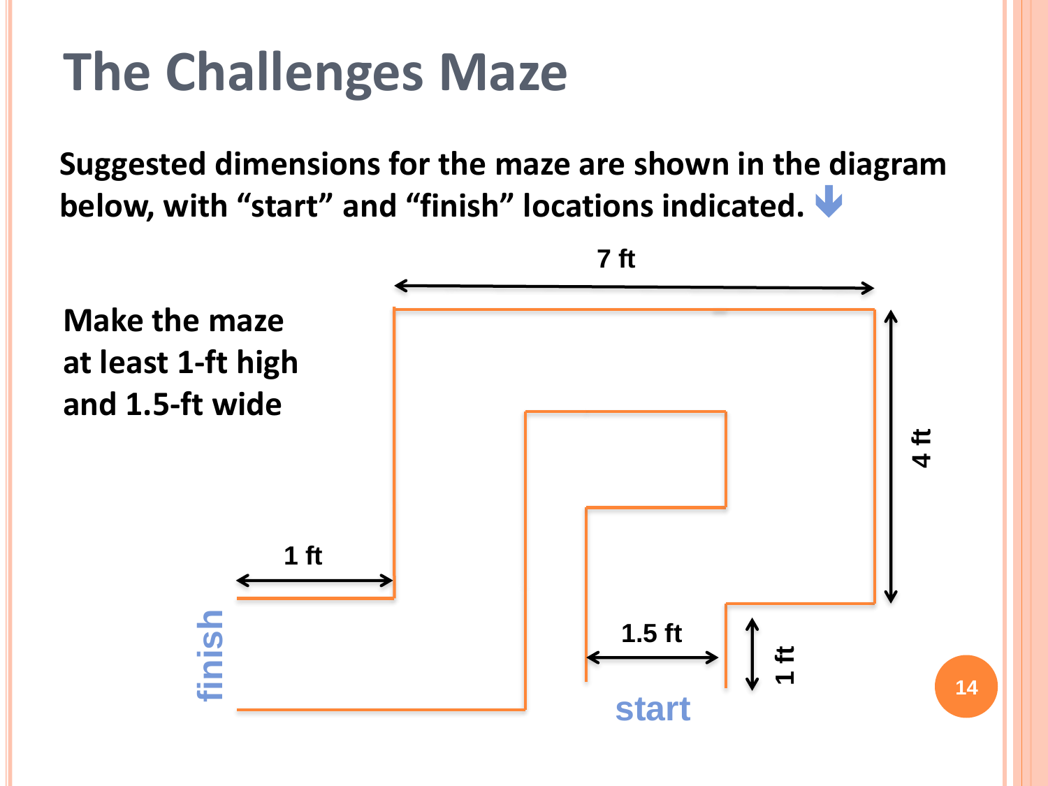# The Challenges Maze

**Suggested dimensions for the maze are shown in the diagram below, with "start" and "finish" locations indicated.**

**Make the maze at least 1-ft high and 1.5-ft wide**

7 ft

4 ft

1 ft

1.5 ft

1 ft

finish

start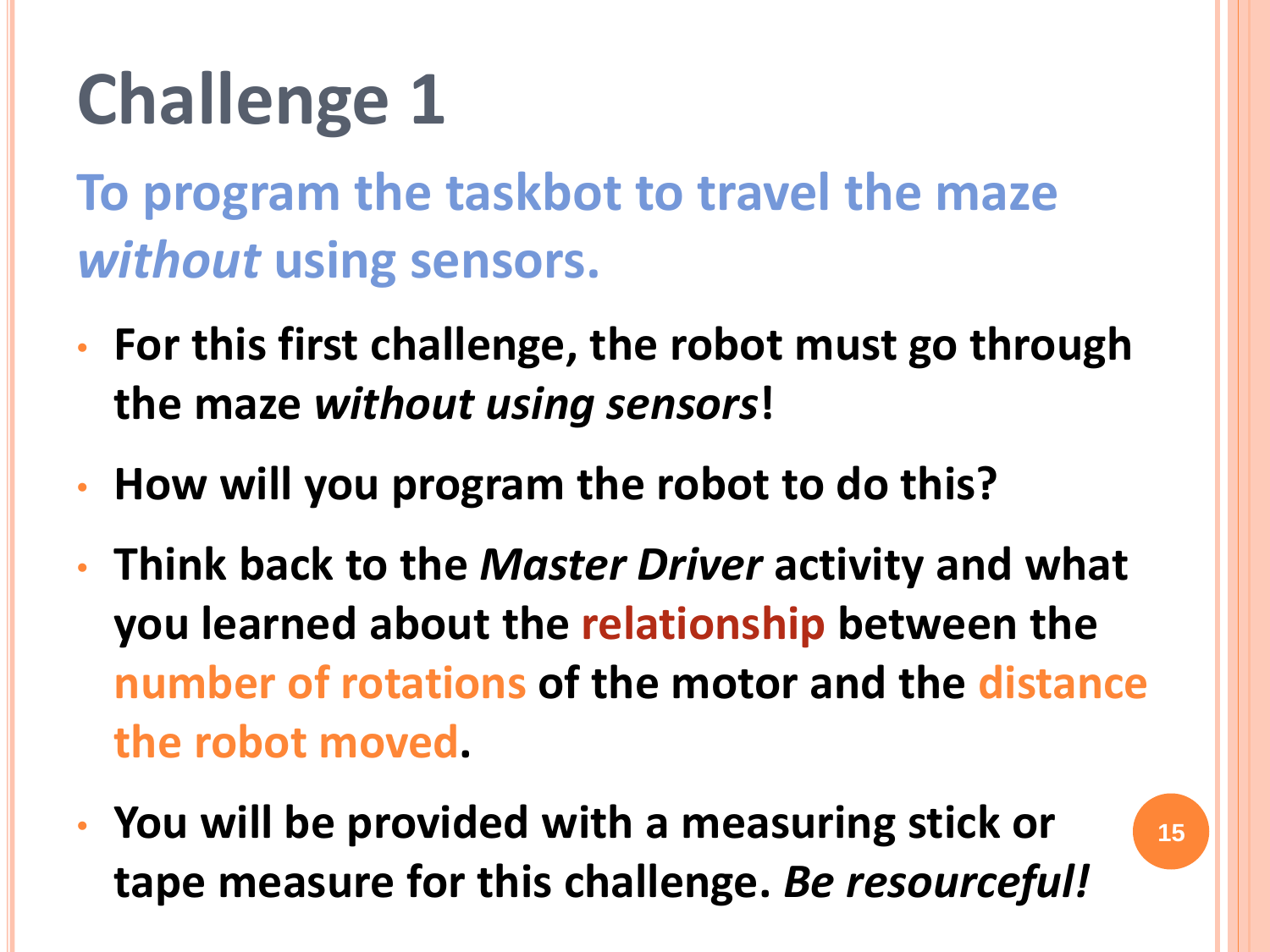# Challenge 1

## To program the taskbot to travel the maze *without* using sensors.

- **For this first challenge, the robot must go through the maze *without using sensors*!**
- **How will you program the robot to do this?**
- **Think back to the *Master Driver* activity and what you learned about the relationship between the number of rotations of the motor and the distance the robot moved.**
- **You will be provided with a measuring stick or tape measure for this challenge. *Be resourceful!***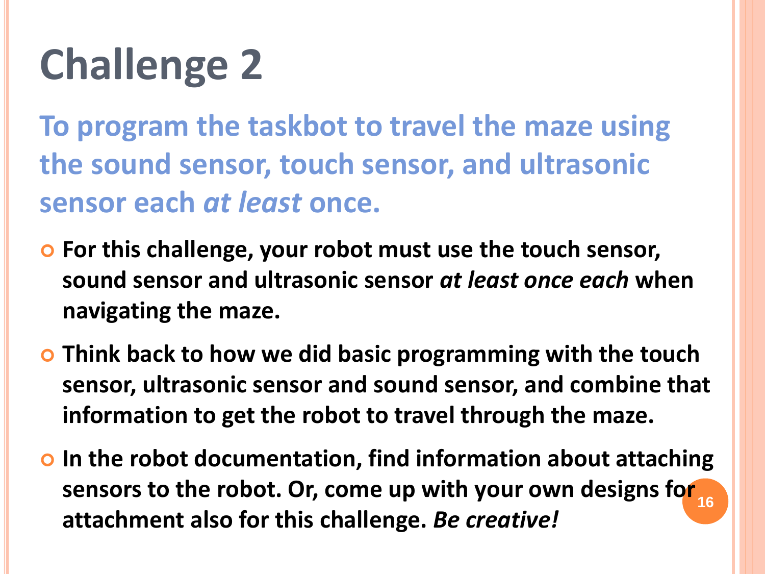# Challenge 2

## To program the taskbot to travel the maze using the sound sensor, touch sensor, and ultrasonic sensor each *at least* once.

- **For this challenge, your robot must use the touch sensor, sound sensor and ultrasonic sensor *at least once each* when navigating the maze.**
- **Think back to how we did basic programming with the touch sensor, ultrasonic sensor and sound sensor, and combine that information to get the robot to travel through the maze.**
- **In the robot documentation, find information about attaching sensors to the robot. Or, come up with your own designs for attachment also for this challenge. *Be creative!***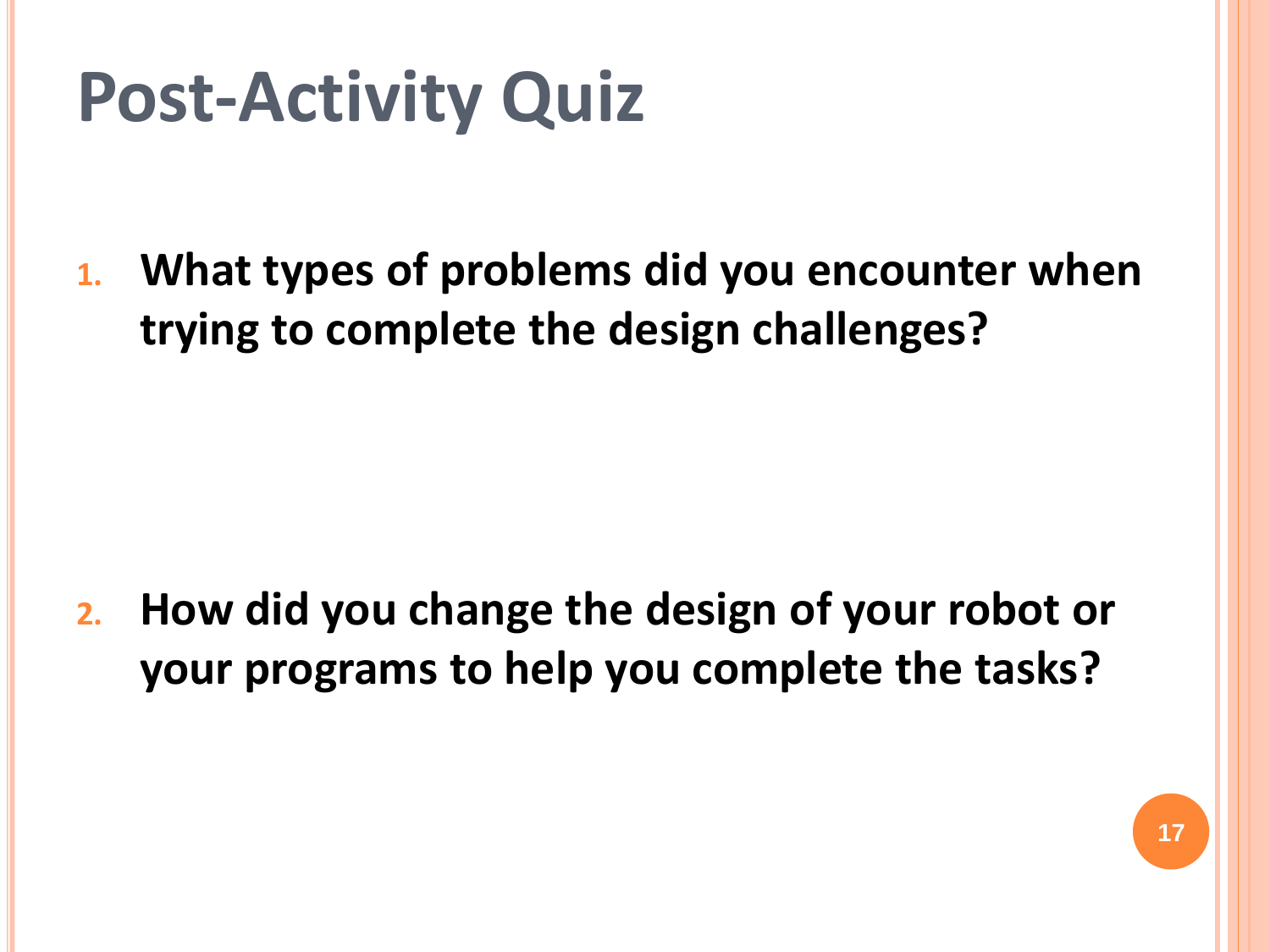# Post-Activity Quiz

1. **What types of problems did you encounter when trying to complete the design challenges?**

2. **How did you change the design of your robot or your programs to help you complete the tasks?**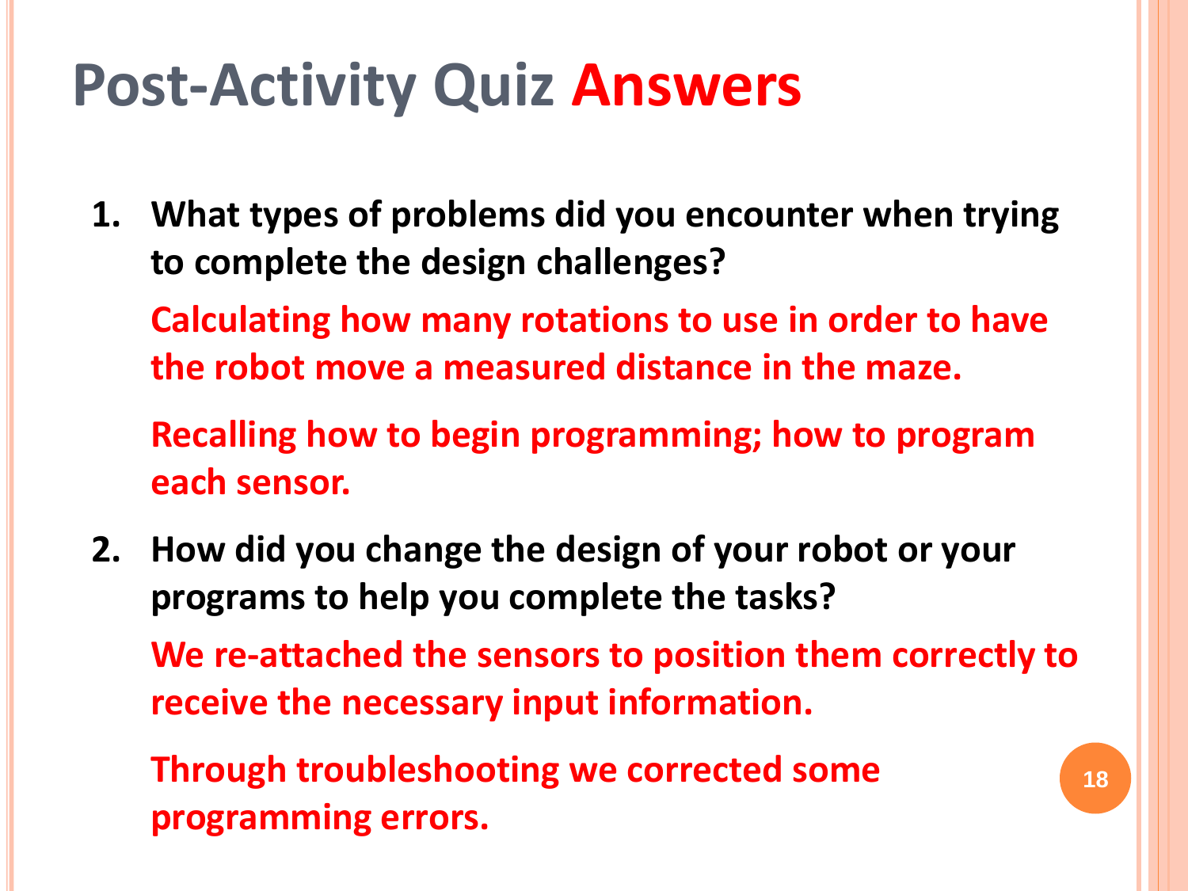# Post-Activity Quiz Answers

1. **What types of problems did you encounter when trying to complete the design challenges?**

   **Calculating how many rotations to use in order to have the robot move a measured distance in the maze.**

   **Recalling how to begin programming; how to program each sensor.**

2. **How did you change the design of your robot or your programs to help you complete the tasks?**

   **We re-attached the sensors to position them correctly to receive the necessary input information.**

   **Through troubleshooting we corrected some programming errors.**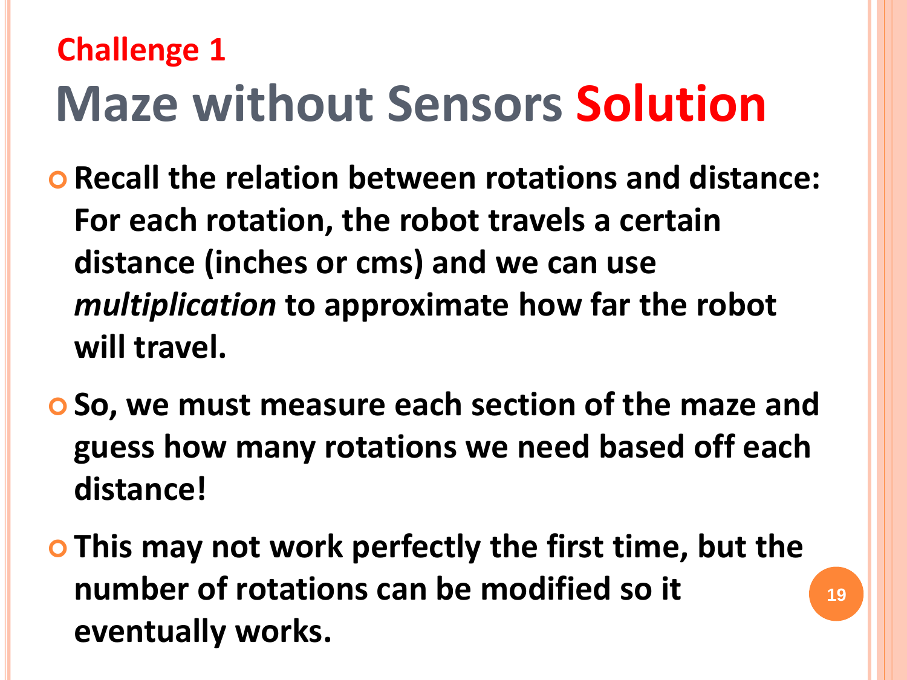### Challenge 1

# Maze without Sensors Solution

- **Recall the relation between rotations and distance: For each rotation, the robot travels a certain distance (inches or cms) and we can use *multiplication* to approximate how far the robot will travel.**
- **So, we must measure each section of the maze and guess how many rotations we need based off each distance!**
- **This may not work perfectly the first time, but the number of rotations can be modified so it eventually works.**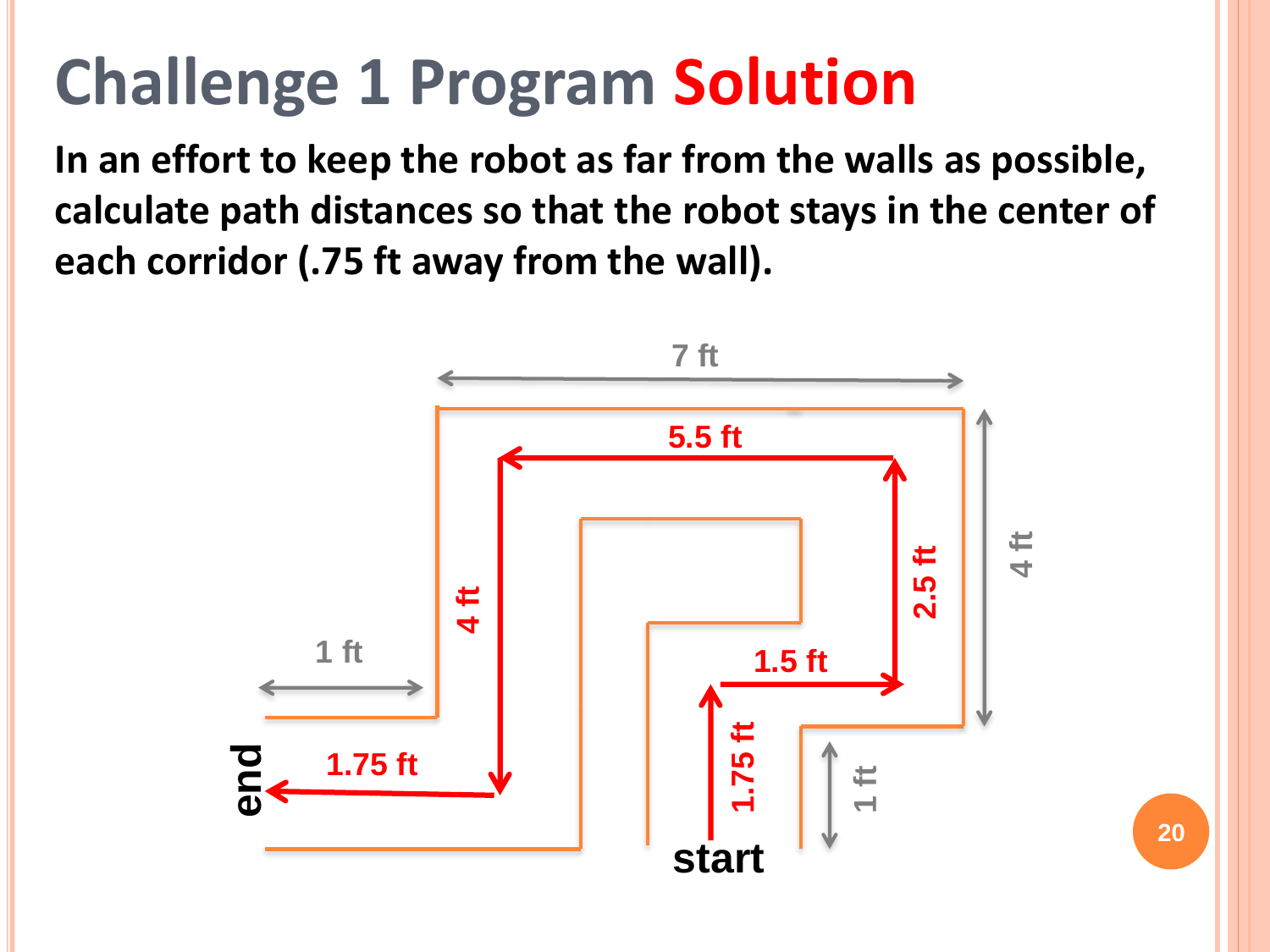# Challenge 1 Program **Solution**

**In an effort to keep the robot as far from the walls as possible, calculate path distances so that the robot stays in the center of each corridor (.75 ft away from the wall).**

7 ft

5.5 ft

4 ft

2.5 ft

4 ft

1 ft

1.5 ft

1.75 ft

end

1.75 ft

1 ft

start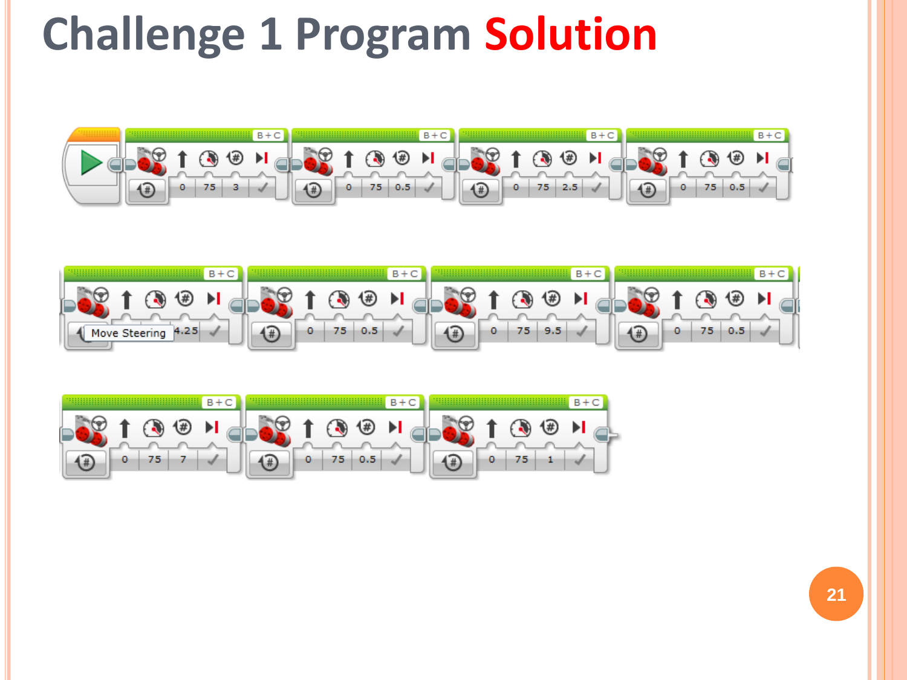# Challenge 1 Program Solution

| Block | Port | Steering | Power | Rotations | Brake at End |
|---|---|---|---|---|---|
| Move Steering | B+C | 0 | 75 | 3 | ✓ |
| Move Steering | B+C | 0 | 75 | 0.5 | ✓ |
| Move Steering | B+C | 0 | 75 | 2.5 | ✓ |
| Move Steering | B+C | 0 | 75 | 0.5 | ✓ |
| Move Steering | B+C | | | 4.25 | ✓ |
| Move Steering | B+C | 0 | 75 | 0.5 | ✓ |
| Move Steering | B+C | 0 | 75 | 9.5 | ✓ |
| Move Steering | B+C | 0 | 75 | 0.5 | ✓ |
| Move Steering | B+C | 0 | 75 | 7 | ✓ |
| Move Steering | B+C | 0 | 75 | 0.5 | ✓ |
| Move Steering | B+C | 0 | 75 | 1 | ✓ |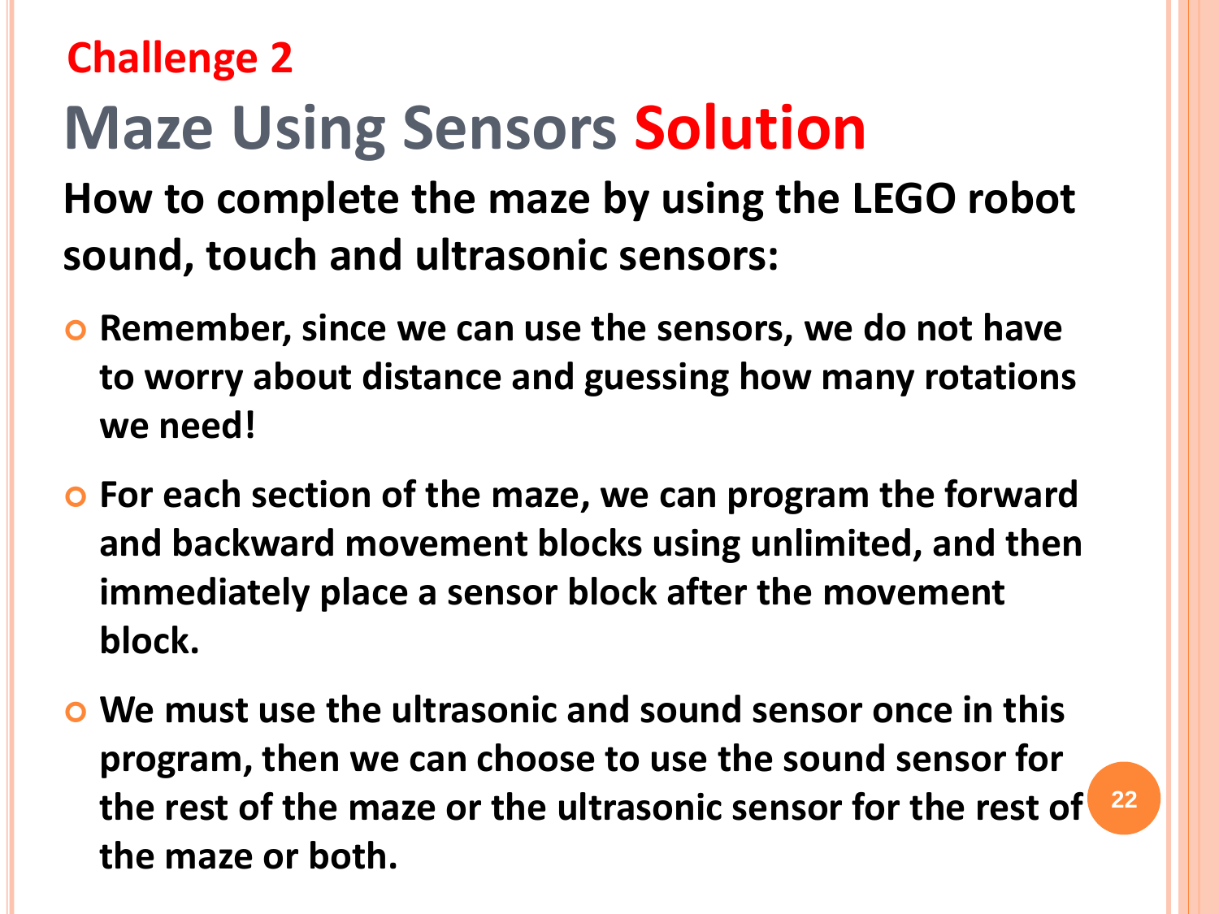## Challenge 2

# Maze Using Sensors Solution

**How to complete the maze by using the LEGO robot sound, touch and ultrasonic sensors:**

- **Remember, since we can use the sensors, we do not have to worry about distance and guessing how many rotations we need!**
- **For each section of the maze, we can program the forward and backward movement blocks using unlimited, and then immediately place a sensor block after the movement block.**
- **We must use the ultrasonic and sound sensor once in this program, then we can choose to use the sound sensor for the rest of the maze or the ultrasonic sensor for the rest of the maze or both.**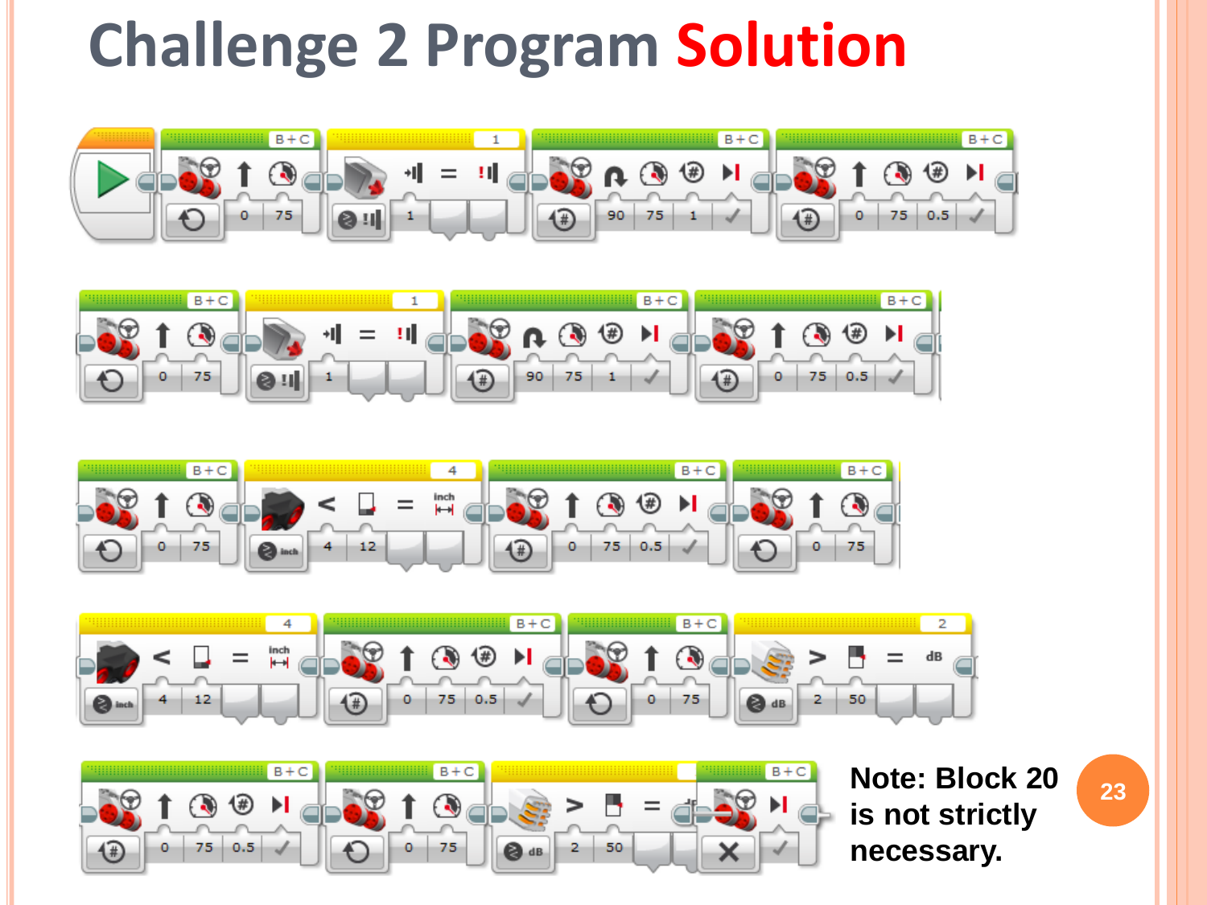# Challenge 2 Program Solution

Note: Block 20 is not strictly necessary.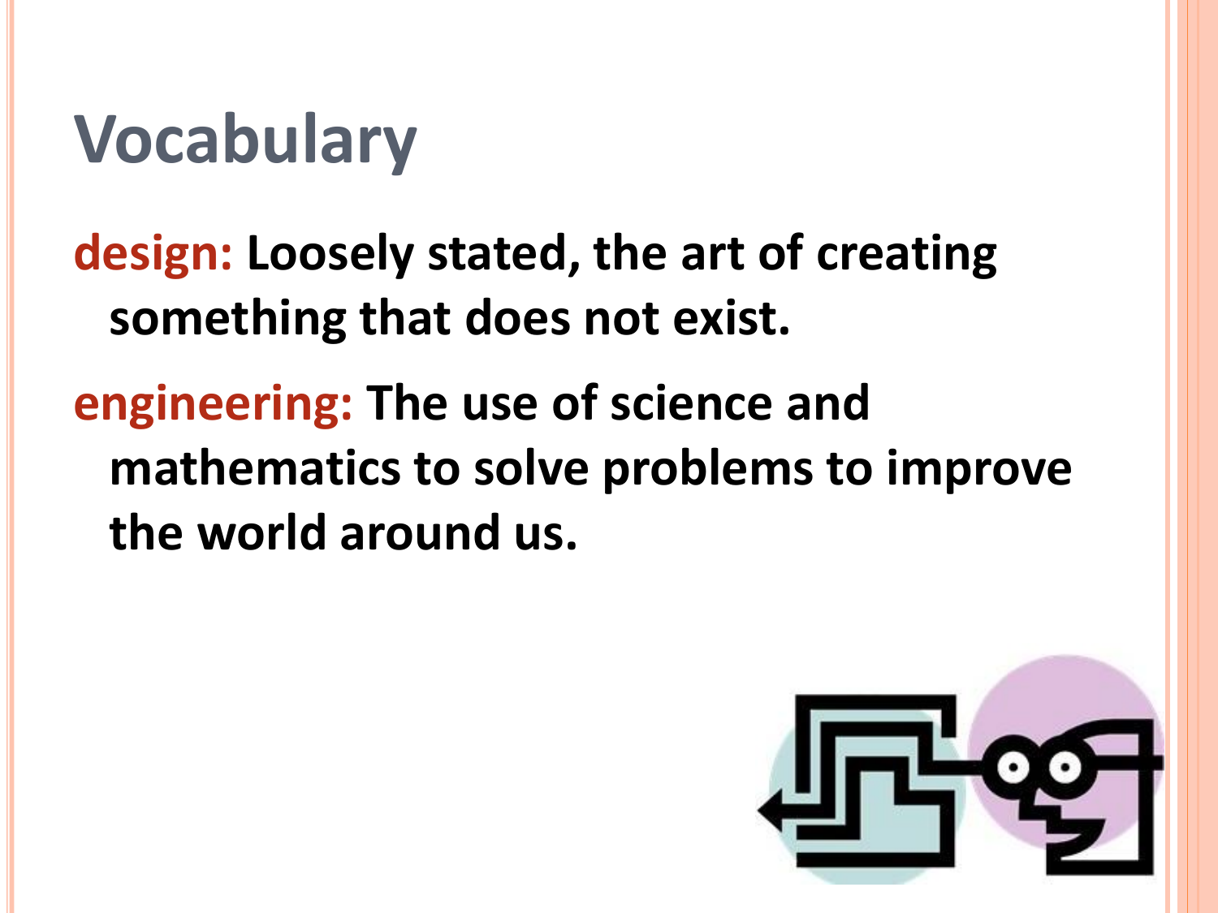# Vocabulary

**design:** **Loosely stated, the art of creating something that does not exist.**

**engineering:** **The use of science and mathematics to solve problems to improve the world around us.**